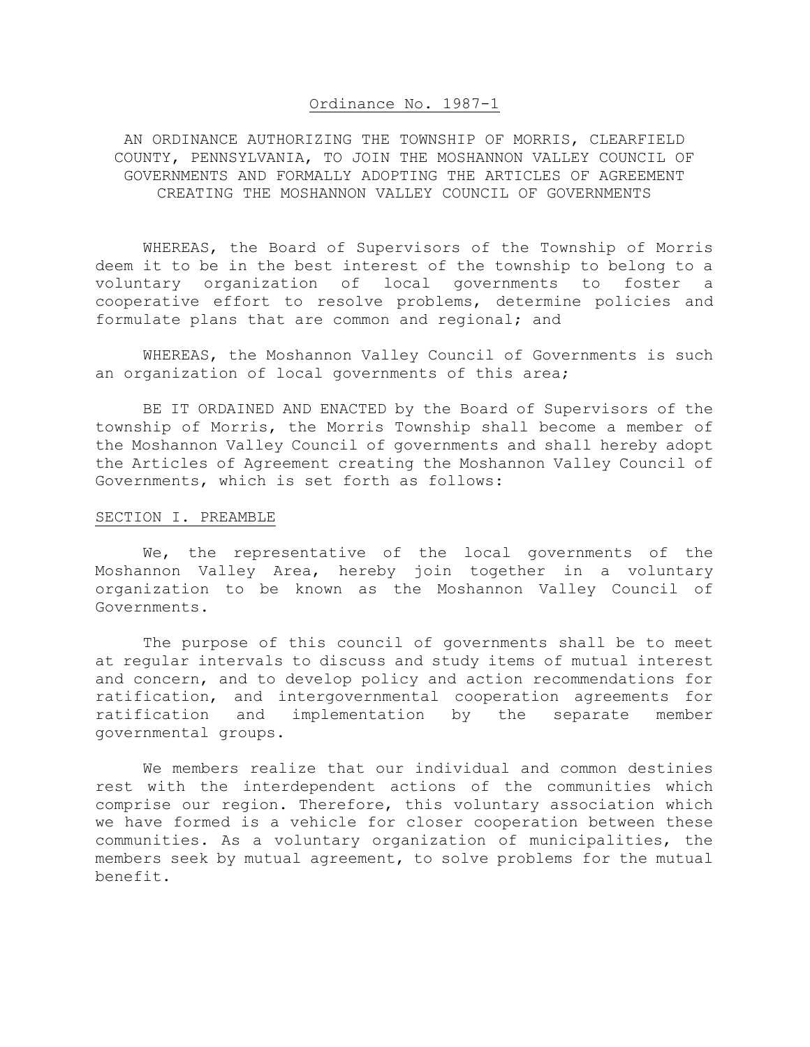<u>Ordinance No. 1987-1</u>

AN ORDINANCE AUTHORIZING THE TOWNSHIP OF MORRIS, CLEARFIELD COUNTY, PENNSYLVANIA, TO JOIN THE MOSHANNON VALLEY COUNCIL OF GOVERNMENTS AND FORMALLY ADOPTING THE ARTICLES OF AGREEMENT CREATING THE MOSHANNON VALLEY COUNCIL OF GOVERNMENTS

WHEREAS, the Board of Supervisors of the Township of Morris deem it to be in the best interest of the township to belong to a voluntary organization of local governments to foster a cooperative effort to resolve problems, determine policies and formulate plans that are common and regional; and

WHEREAS, the Moshannon Valley Council of Governments is such an organization of local governments of this area;

BE IT ORDAINED AND ENACTED by the Board of Supervisors of the township of Morris, the Morris Township shall become a member of the Moshannon Valley Council of governments and shall hereby adopt the Articles of Agreement creating the Moshannon Valley Council of Governments, which is set forth as follows:

<u>SECTION I. PREAMBLE</u>

We, the representative of the local governments of the Moshannon Valley Area, hereby join together in a voluntary organization to be known as the Moshannon Valley Council of Governments.

The purpose of this council of governments shall be to meet at regular intervals to discuss and study items of mutual interest and concern, and to develop policy and action recommendations for ratification, and intergovernmental cooperation agreements for ratification and implementation by the separate member governmental groups.

We members realize that our individual and common destinies rest with the interdependent actions of the communities which comprise our region. Therefore, this voluntary association which we have formed is a vehicle for closer cooperation between these communities. As a voluntary organization of municipalities, the members seek by mutual agreement, to solve problems for the mutual benefit.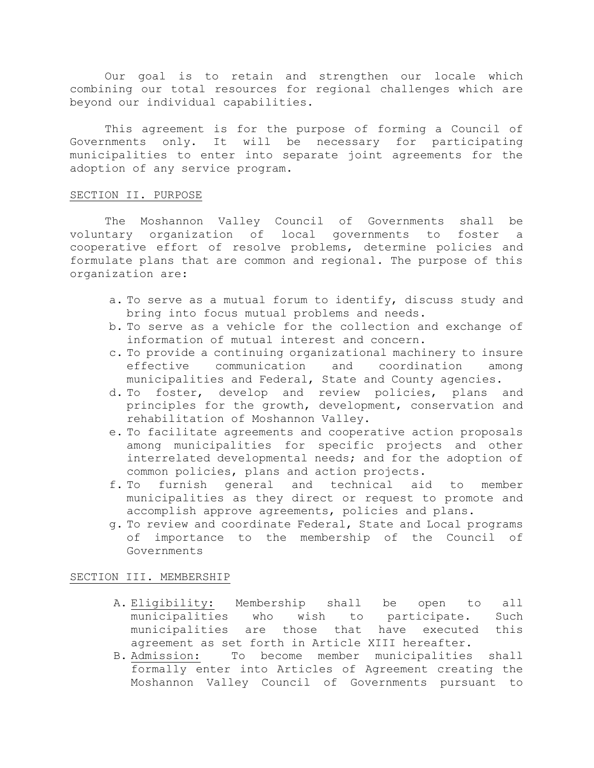Our goal is to retain and strengthen our locale which combining our total resources for regional challenges which are beyond our individual capabilities.

This agreement is for the purpose of forming a Council of Governments only. It will be necessary for participating municipalities to enter into separate joint agreements for the adoption of any service program.

## SECTION II. PURPOSE

The Moshannon Valley Council of Governments shall be voluntary organization of local governments to foster a cooperative effort of resolve problems, determine policies and formulate plans that are common and regional. The purpose of this organization are:

a. To serve as a mutual forum to identify, discuss study and bring into focus mutual problems and needs.
b. To serve as a vehicle for the collection and exchange of information of mutual interest and concern.
c. To provide a continuing organizational machinery to insure effective communication and coordination among municipalities and Federal, State and County agencies.
d. To foster, develop and review policies, plans and principles for the growth, development, conservation and rehabilitation of Moshannon Valley.
e. To facilitate agreements and cooperative action proposals among municipalities for specific projects and other interrelated developmental needs; and for the adoption of common policies, plans and action projects.
f. To furnish general and technical aid to member municipalities as they direct or request to promote and accomplish approve agreements, policies and plans.
g. To review and coordinate Federal, State and Local programs of importance to the membership of the Council of Governments

## SECTION III. MEMBERSHIP

A. Eligibility: Membership shall be open to all municipalities who wish to participate. Such municipalities are those that have executed this agreement as set forth in Article XIII hereafter.
B. Admission: To become member municipalities shall formally enter into Articles of Agreement creating the Moshannon Valley Council of Governments pursuant to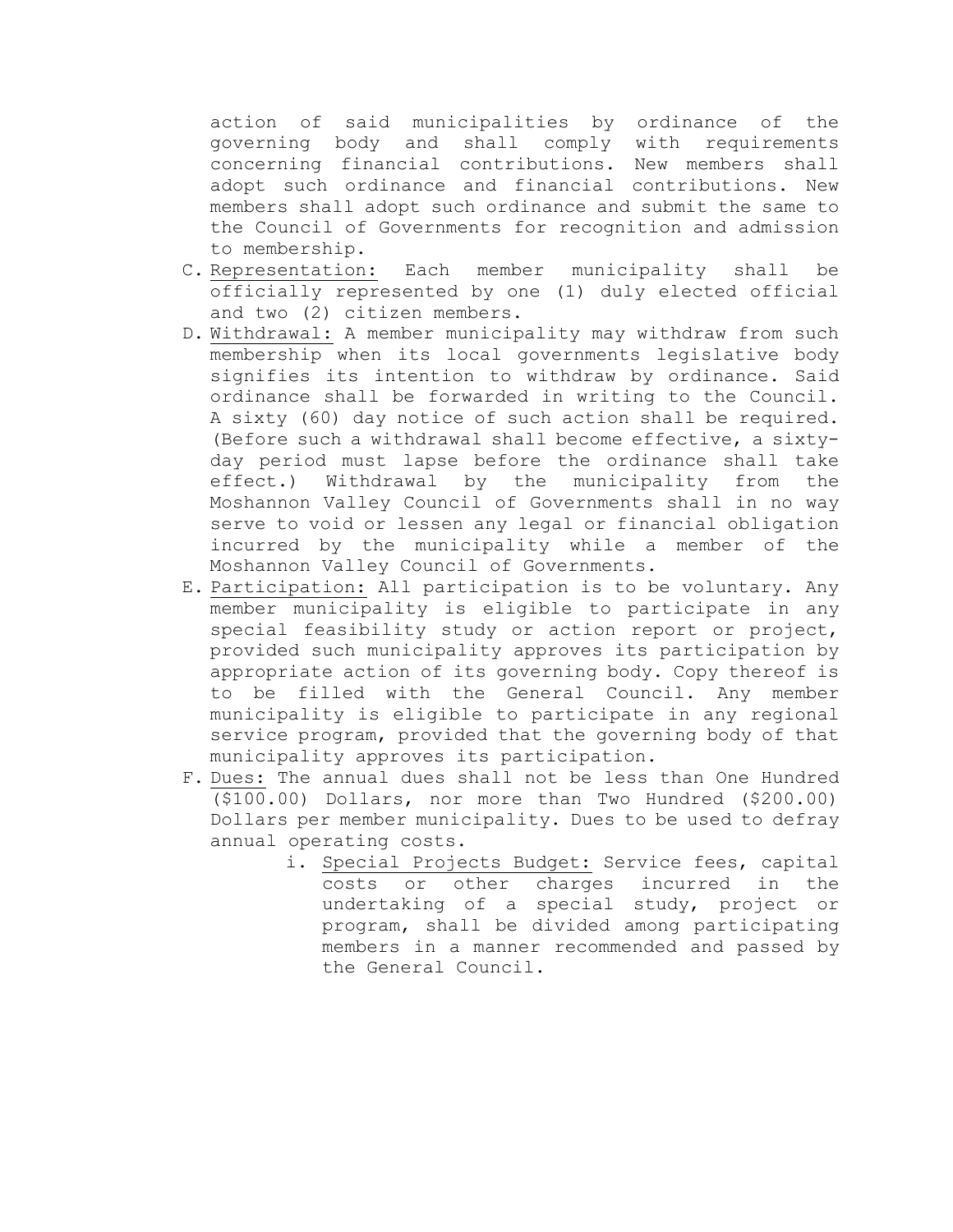action of said municipalities by ordinance of the governing body and shall comply with requirements concerning financial contributions. New members shall adopt such ordinance and financial contributions. New members shall adopt such ordinance and submit the same to the Council of Governments for recognition and admission to membership.

C. <u>Representation:</u> Each member municipality shall be officially represented by one (1) duly elected official and two (2) citizen members.
D. <u>Withdrawal:</u> A member municipality may withdraw from such membership when its local governments legislative body signifies its intention to withdraw by ordinance. Said ordinance shall be forwarded in writing to the Council. A sixty (60) day notice of such action shall be required. (Before such a withdrawal shall become effective, a sixty-day period must lapse before the ordinance shall take effect.) Withdrawal by the municipality from the Moshannon Valley Council of Governments shall in no way serve to void or lessen any legal or financial obligation incurred by the municipality while a member of the Moshannon Valley Council of Governments.
E. <u>Participation:</u> All participation is to be voluntary. Any member municipality is eligible to participate in any special feasibility study or action report or project, provided such municipality approves its participation by appropriate action of its governing body. Copy thereof is to be filled with the General Council. Any member municipality is eligible to participate in any regional service program, provided that the governing body of that municipality approves its participation.
F. <u>Dues:</u> The annual dues shall not be less than One Hundred ($100.00) Dollars, nor more than Two Hundred ($200.00) Dollars per member municipality. Dues to be used to defray annual operating costs.
    i. <u>Special Projects Budget:</u> Service fees, capital costs or other charges incurred in the undertaking of a special study, project or program, shall be divided among participating members in a manner recommended and passed by the General Council.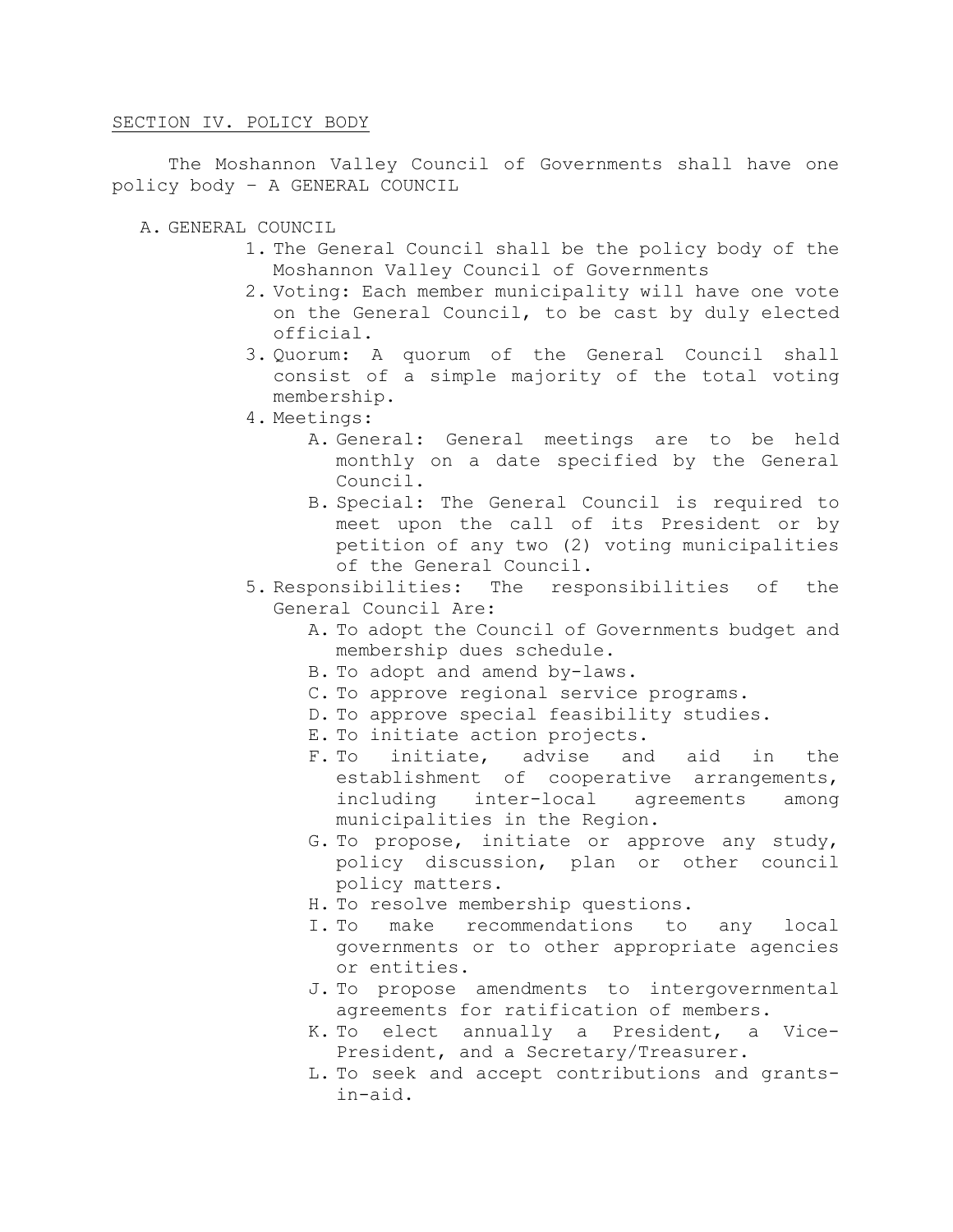## SECTION IV. POLICY BODY

The Moshannon Valley Council of Governments shall have one policy body – A GENERAL COUNCIL

A. GENERAL COUNCIL
   1. The General Council shall be the policy body of the Moshannon Valley Council of Governments
   2. Voting: Each member municipality will have one vote on the General Council, to be cast by duly elected official.
   3. Quorum: A quorum of the General Council shall consist of a simple majority of the total voting membership.
   4. Meetings:
      A. General: General meetings are to be held monthly on a date specified by the General Council.
      B. Special: The General Council is required to meet upon the call of its President or by petition of any two (2) voting municipalities of the General Council.
   5. Responsibilities: The responsibilities of the General Council Are:
      A. To adopt the Council of Governments budget and membership dues schedule.
      B. To adopt and amend by-laws.
      C. To approve regional service programs.
      D. To approve special feasibility studies.
      E. To initiate action projects.
      F. To initiate, advise and aid in the establishment of cooperative arrangements, including inter-local agreements among municipalities in the Region.
      G. To propose, initiate or approve any study, policy discussion, plan or other council policy matters.
      H. To resolve membership questions.
      I. To make recommendations to any local governments or to other appropriate agencies or entities.
      J. To propose amendments to intergovernmental agreements for ratification of members.
      K. To elect annually a President, a Vice-President, and a Secretary/Treasurer.
      L. To seek and accept contributions and grants-in-aid.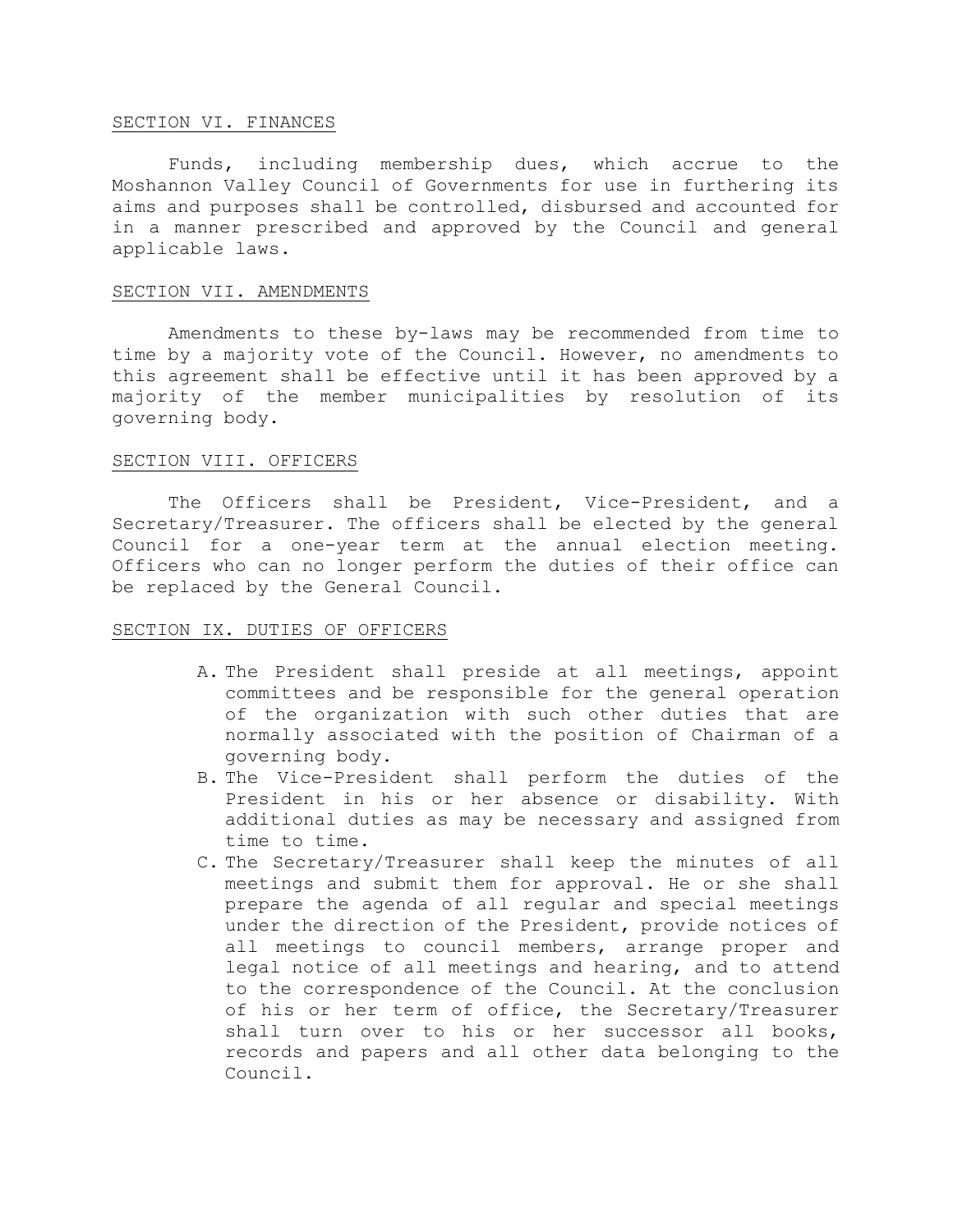SECTION VI. FINANCES

Funds, including membership dues, which accrue to the Moshannon Valley Council of Governments for use in furthering its aims and purposes shall be controlled, disbursed and accounted for in a manner prescribed and approved by the Council and general applicable laws.

SECTION VII. AMENDMENTS

Amendments to these by-laws may be recommended from time to time by a majority vote of the Council. However, no amendments to this agreement shall be effective until it has been approved by a majority of the member municipalities by resolution of its governing body.

SECTION VIII. OFFICERS

The Officers shall be President, Vice-President, and a Secretary/Treasurer. The officers shall be elected by the general Council for a one-year term at the annual election meeting. Officers who can no longer perform the duties of their office can be replaced by the General Council.

SECTION IX. DUTIES OF OFFICERS

A. The President shall preside at all meetings, appoint committees and be responsible for the general operation of the organization with such other duties that are normally associated with the position of Chairman of a governing body.
B. The Vice-President shall perform the duties of the President in his or her absence or disability. With additional duties as may be necessary and assigned from time to time.
C. The Secretary/Treasurer shall keep the minutes of all meetings and submit them for approval. He or she shall prepare the agenda of all regular and special meetings under the direction of the President, provide notices of all meetings to council members, arrange proper and legal notice of all meetings and hearing, and to attend to the correspondence of the Council. At the conclusion of his or her term of office, the Secretary/Treasurer shall turn over to his or her successor all books, records and papers and all other data belonging to the Council.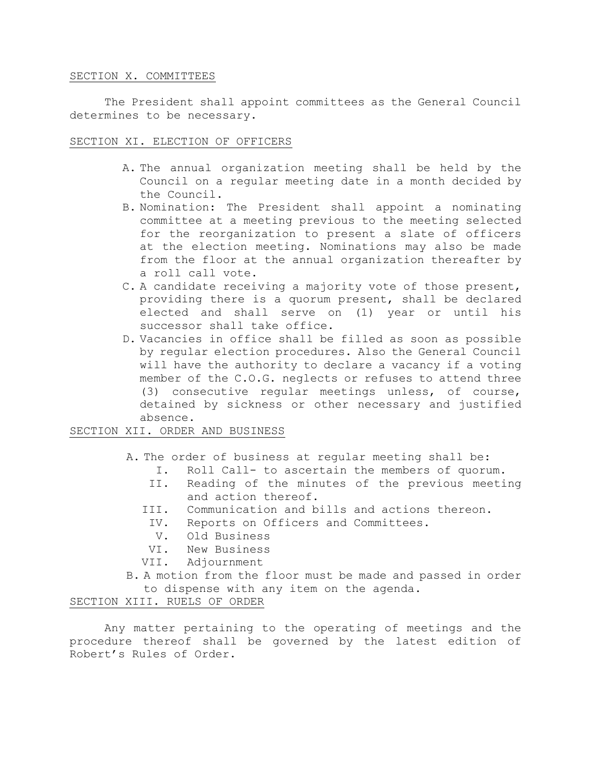SECTION X. COMMITTEES

The President shall appoint committees as the General Council determines to be necessary.

SECTION XI. ELECTION OF OFFICERS

A. The annual organization meeting shall be held by the Council on a regular meeting date in a month decided by the Council.
B. Nomination: The President shall appoint a nominating committee at a meeting previous to the meeting selected for the reorganization to present a slate of officers at the election meeting. Nominations may also be made from the floor at the annual organization thereafter by a roll call vote.
C. A candidate receiving a majority vote of those present, providing there is a quorum present, shall be declared elected and shall serve on (1) year or until his successor shall take office.
D. Vacancies in office shall be filled as soon as possible by regular election procedures. Also the General Council will have the authority to declare a vacancy if a voting member of the C.O.G. neglects or refuses to attend three (3) consecutive regular meetings unless, of course, detained by sickness or other necessary and justified absence.

SECTION XII. ORDER AND BUSINESS

A. The order of business at regular meeting shall be:
   - I. Roll Call- to ascertain the members of quorum.
   - II. Reading of the minutes of the previous meeting and action thereof.
   - III. Communication and bills and actions thereon.
   - IV. Reports on Officers and Committees.
   - V. Old Business
   - VI. New Business
   - VII. Adjournment
B. A motion from the floor must be made and passed in order to dispense with any item on the agenda.

SECTION XIII. RUELS OF ORDER

Any matter pertaining to the operating of meetings and the procedure thereof shall be governed by the latest edition of Robert's Rules of Order.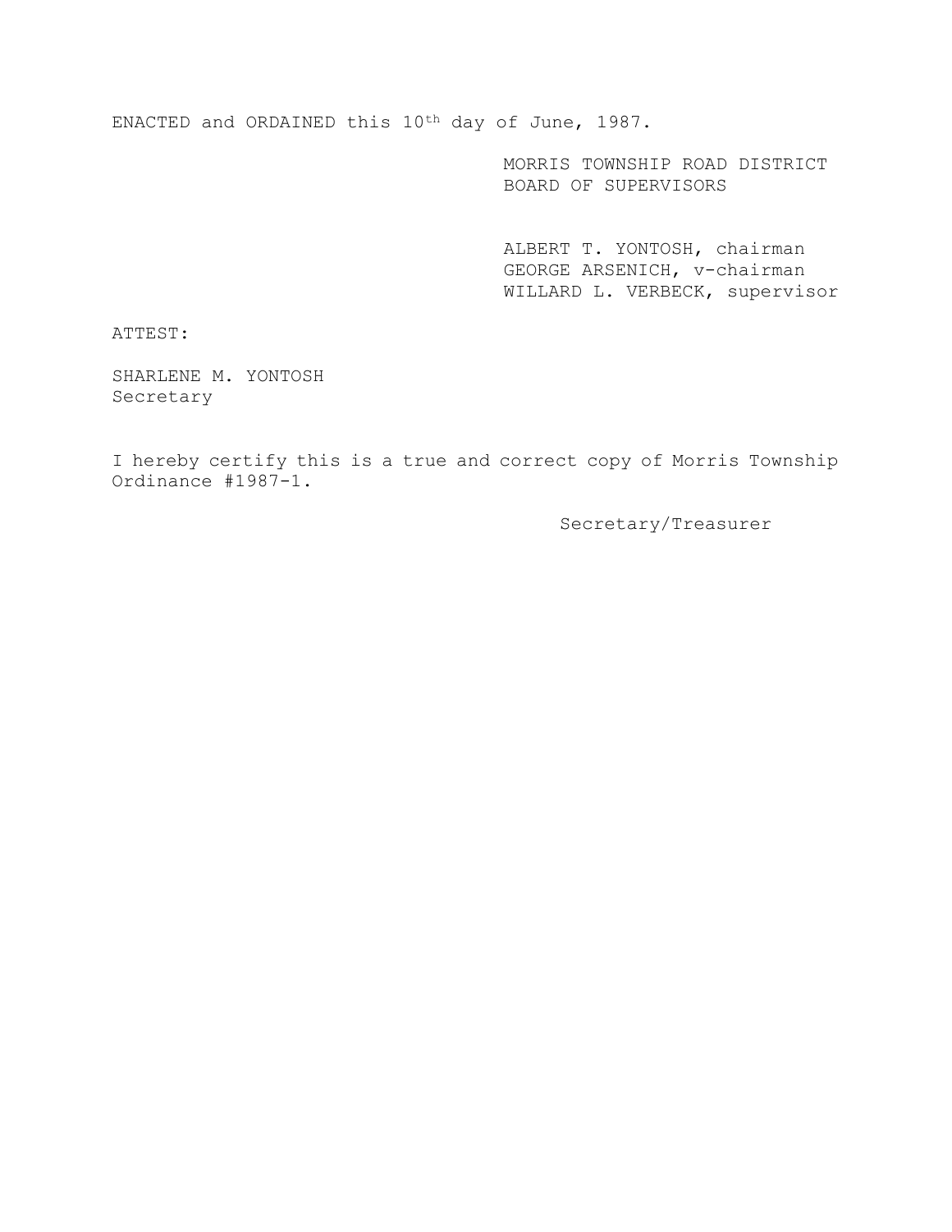ENACTED and ORDAINED this 10th day of June, 1987.

MORRIS TOWNSHIP ROAD DISTRICT
BOARD OF SUPERVISORS

ALBERT T. YONTOSH, chairman
GEORGE ARSENICH, v-chairman
WILLARD L. VERBECK, supervisor

ATTEST:

SHARLENE M. YONTOSH
Secretary

I hereby certify this is a true and correct copy of Morris Township Ordinance #1987-1.

Secretary/Treasurer